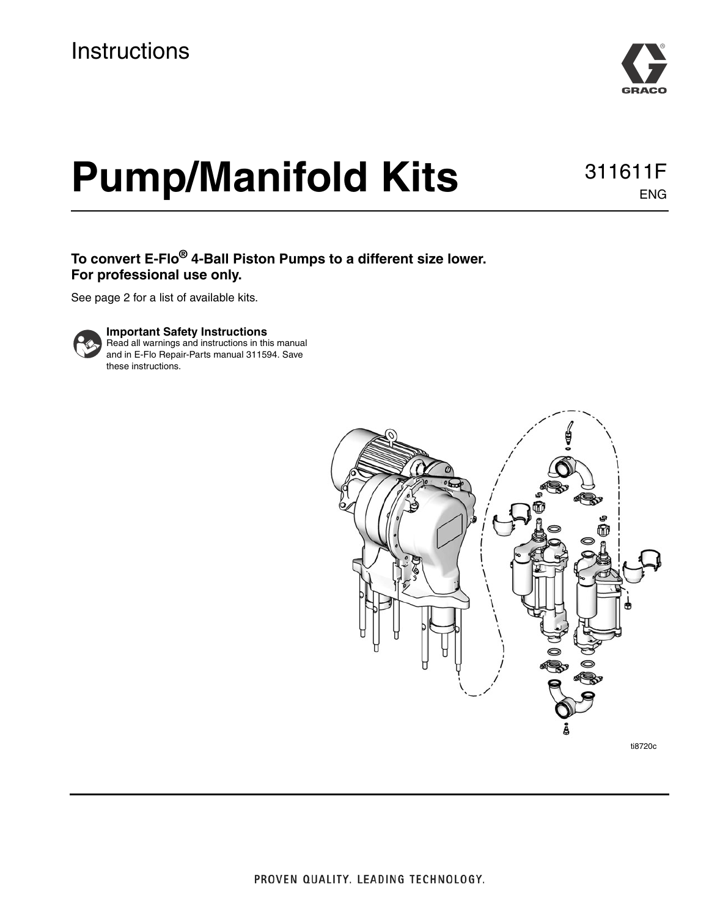Instructions

# Pump/Manifold Kits

311611F

ENG

**To convert E-Flo® 4-Ball Piston Pumps to a different size lower.**
**For professional use only.**

See page 2 for a list of available kits.

**Important Safety Instructions**
Read all warnings and instructions in this manual and in E-Flo Repair-Parts manual 311594. Save these instructions.

ti8720c

PROVEN QUALITY. LEADING TECHNOLOGY.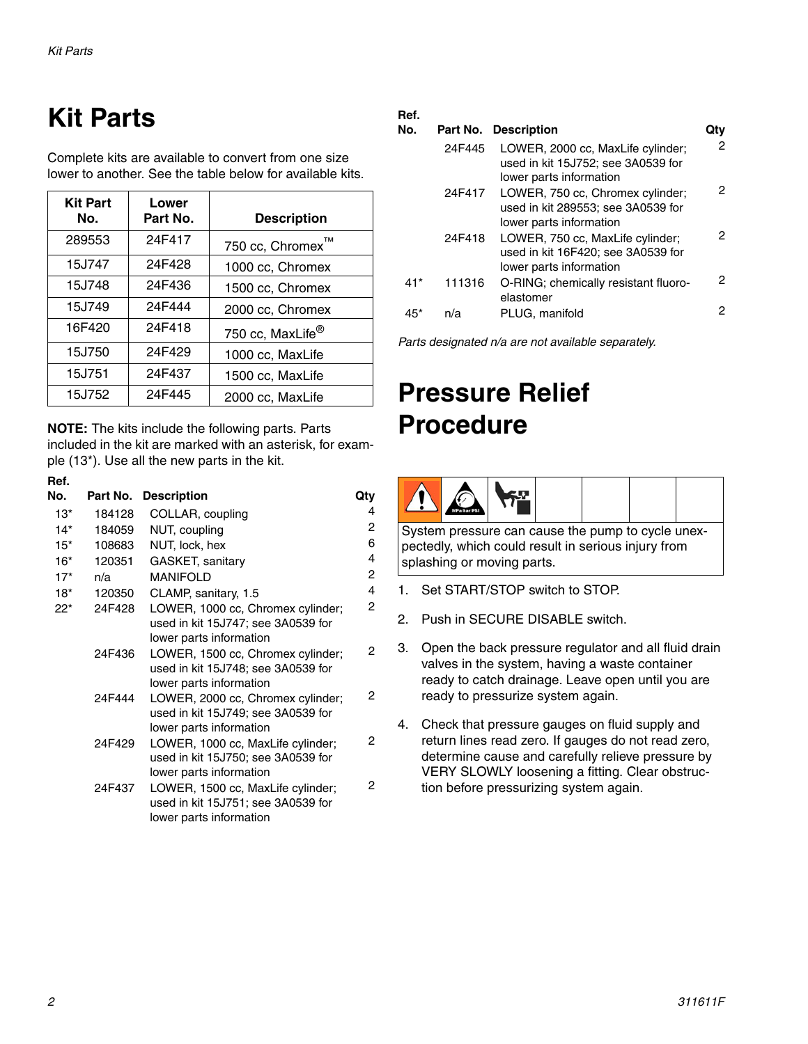# Kit Parts

Complete kits are available to convert from one size lower to another. See the table below for available kits.

| Kit Part No. | Lower Part No. | Description |
|---|---|---|
| 289553 | 24F417 | 750 cc, Chromex™ |
| 15J747 | 24F428 | 1000 cc, Chromex |
| 15J748 | 24F436 | 1500 cc, Chromex |
| 15J749 | 24F444 | 2000 cc, Chromex |
| 16F420 | 24F418 | 750 cc, MaxLife® |
| 15J750 | 24F429 | 1000 cc, MaxLife |
| 15J751 | 24F437 | 1500 cc, MaxLife |
| 15J752 | 24F445 | 2000 cc, MaxLife |

**NOTE:** The kits include the following parts. Parts included in the kit are marked with an asterisk, for example (13*). Use all the new parts in the kit.

| Ref. No. | Part No. | Description | Qty |
|---|---|---|---|
| 13* | 184128 | COLLAR, coupling | 4 |
| 14* | 184059 | NUT, coupling | 2 |
| 15* | 108683 | NUT, lock, hex | 6 |
| 16* | 120351 | GASKET, sanitary | 4 |
| 17* | n/a | MANIFOLD | 2 |
| 18* | 120350 | CLAMP, sanitary, 1.5 | 4 |
| 22* | 24F428 | LOWER, 1000 cc, Chromex cylinder; used in kit 15J747; see 3A0539 for lower parts information | 2 |
| | 24F436 | LOWER, 1500 cc, Chromex cylinder; used in kit 15J748; see 3A0539 for lower parts information | 2 |
| | 24F444 | LOWER, 2000 cc, Chromex cylinder; used in kit 15J749; see 3A0539 for lower parts information | 2 |
| | 24F429 | LOWER, 1000 cc, MaxLife cylinder; used in kit 15J750; see 3A0539 for lower parts information | 2 |
| | 24F437 | LOWER, 1500 cc, MaxLife cylinder; used in kit 15J751; see 3A0539 for lower parts information | 2 |
| | 24F445 | LOWER, 2000 cc, MaxLife cylinder; used in kit 15J752; see 3A0539 for lower parts information | 2 |
| | 24F417 | LOWER, 750 cc, Chromex cylinder; used in kit 289553; see 3A0539 for lower parts information | 2 |
| | 24F418 | LOWER, 750 cc, MaxLife cylinder; used in kit 16F420; see 3A0539 for lower parts information | 2 |
| 41* | 111316 | O-RING; chemically resistant fluoro-elastomer | 2 |
| 45* | n/a | PLUG, manifold | 2 |

*Parts designated n/a are not available separately.*

# Pressure Relief Procedure

System pressure can cause the pump to cycle unexpectedly, which could result in serious injury from splashing or moving parts.

1. Set START/STOP switch to STOP.
2. Push in SECURE DISABLE switch.
3. Open the back pressure regulator and all fluid drain valves in the system, having a waste container ready to catch drainage. Leave open until you are ready to pressurize system again.
4. Check that pressure gauges on fluid supply and return lines read zero. If gauges do not read zero, determine cause and carefully relieve pressure by VERY SLOWLY loosening a fitting. Clear obstruction before pressurizing system again.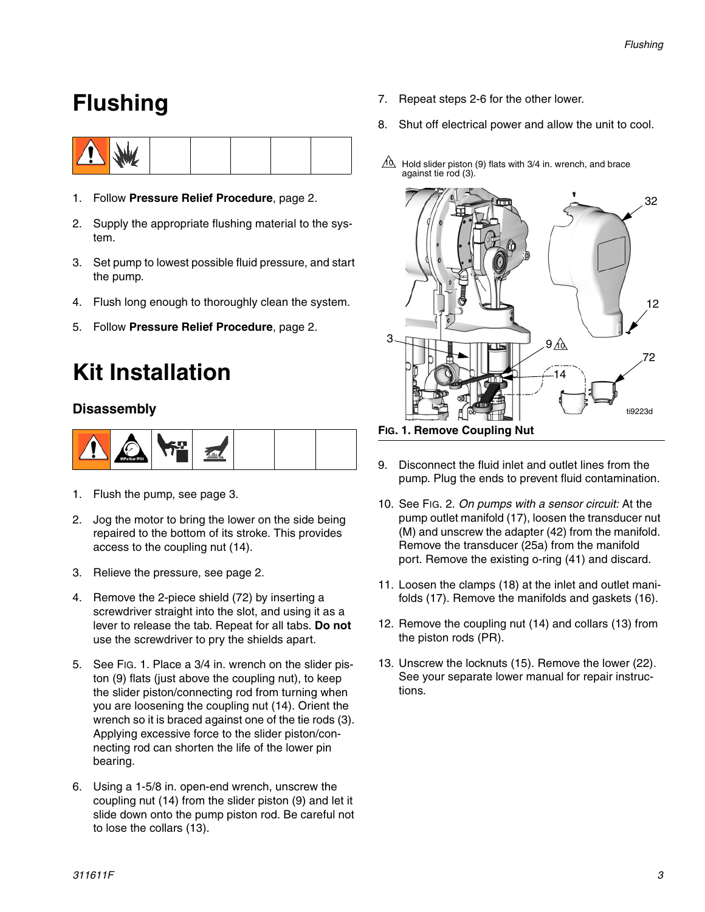# Flushing

1. Follow **Pressure Relief Procedure**, page 2.
2. Supply the appropriate flushing material to the system.
3. Set pump to lowest possible fluid pressure, and start the pump.
4. Flush long enough to thoroughly clean the system.
5. Follow **Pressure Relief Procedure**, page 2.

# Kit Installation

## Disassembly

1. Flush the pump, see page 3.
2. Jog the motor to bring the lower on the side being repaired to the bottom of its stroke. This provides access to the coupling nut (14).
3. Relieve the pressure, see page 2.
4. Remove the 2-piece shield (72) by inserting a screwdriver straight into the slot, and using it as a lever to release the tab. Repeat for all tabs. **Do not** use the screwdriver to pry the shields apart.
5. See FIG. 1. Place a 3/4 in. wrench on the slider piston (9) flats (just above the coupling nut), to keep the slider piston/connecting rod from turning when you are loosening the coupling nut (14). Orient the wrench so it is braced against one of the tie rods (3). Applying excessive force to the slider piston/connecting rod can shorten the life of the lower pin bearing.
6. Using a 1-5/8 in. open-end wrench, unscrew the coupling nut (14) from the slider piston (9) and let it slide down onto the pump piston rod. Be careful not to lose the collars (13).
7. Repeat steps 2-6 for the other lower.
8. Shut off electrical power and allow the unit to cool.

10 Hold slider piston (9) flats with 3/4 in. wrench, and brace against tie rod (3).

**FIG. 1. Remove Coupling Nut**

9. Disconnect the fluid inlet and outlet lines from the pump. Plug the ends to prevent fluid contamination.
10. See FIG. 2. *On pumps with a sensor circuit:* At the pump outlet manifold (17), loosen the transducer nut (M) and unscrew the adapter (42) from the manifold. Remove the transducer (25a) from the manifold port. Remove the existing o-ring (41) and discard.
11. Loosen the clamps (18) at the inlet and outlet manifolds (17). Remove the manifolds and gaskets (16).
12. Remove the coupling nut (14) and collars (13) from the piston rods (PR).
13. Unscrew the locknuts (15). Remove the lower (22). See your separate lower manual for repair instructions.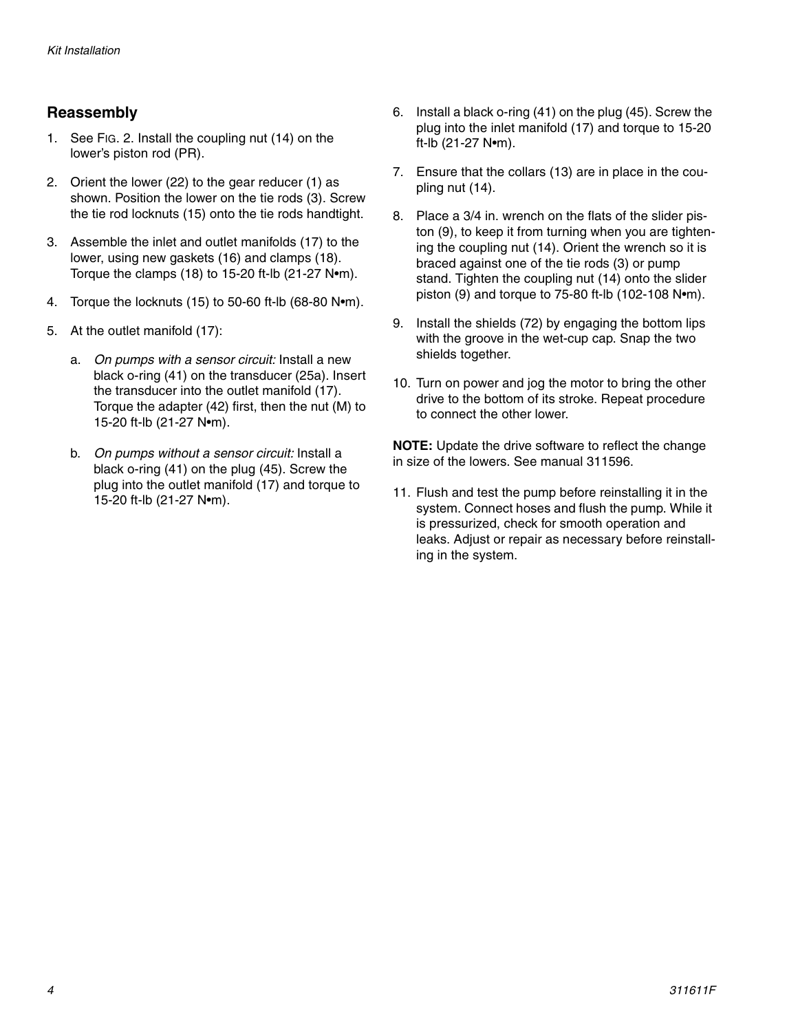## Reassembly

1. See FIG. 2. Install the coupling nut (14) on the lower's piston rod (PR).
2. Orient the lower (22) to the gear reducer (1) as shown. Position the lower on the tie rods (3). Screw the tie rod locknuts (15) onto the tie rods handtight.
3. Assemble the inlet and outlet manifolds (17) to the lower, using new gaskets (16) and clamps (18). Torque the clamps (18) to 15-20 ft-lb (21-27 N•m).
4. Torque the locknuts (15) to 50-60 ft-lb (68-80 N•m).
5. At the outlet manifold (17):
   a. *On pumps with a sensor circuit:* Install a new black o-ring (41) on the transducer (25a). Insert the transducer into the outlet manifold (17). Torque the adapter (42) first, then the nut (M) to 15-20 ft-lb (21-27 N•m).
   b. *On pumps without a sensor circuit:* Install a black o-ring (41) on the plug (45). Screw the plug into the outlet manifold (17) and torque to 15-20 ft-lb (21-27 N•m).
6. Install a black o-ring (41) on the plug (45). Screw the plug into the inlet manifold (17) and torque to 15-20 ft-lb (21-27 N•m).
7. Ensure that the collars (13) are in place in the coupling nut (14).
8. Place a 3/4 in. wrench on the flats of the slider piston (9), to keep it from turning when you are tightening the coupling nut (14). Orient the wrench so it is braced against one of the tie rods (3) or pump stand. Tighten the coupling nut (14) onto the slider piston (9) and torque to 75-80 ft-lb (102-108 N•m).
9. Install the shields (72) by engaging the bottom lips with the groove in the wet-cup cap. Snap the two shields together.
10. Turn on power and jog the motor to bring the other drive to the bottom of its stroke. Repeat procedure to connect the other lower.

**NOTE:** Update the drive software to reflect the change in size of the lowers. See manual 311596.

11. Flush and test the pump before reinstalling it in the system. Connect hoses and flush the pump. While it is pressurized, check for smooth operation and leaks. Adjust or repair as necessary before reinstalling in the system.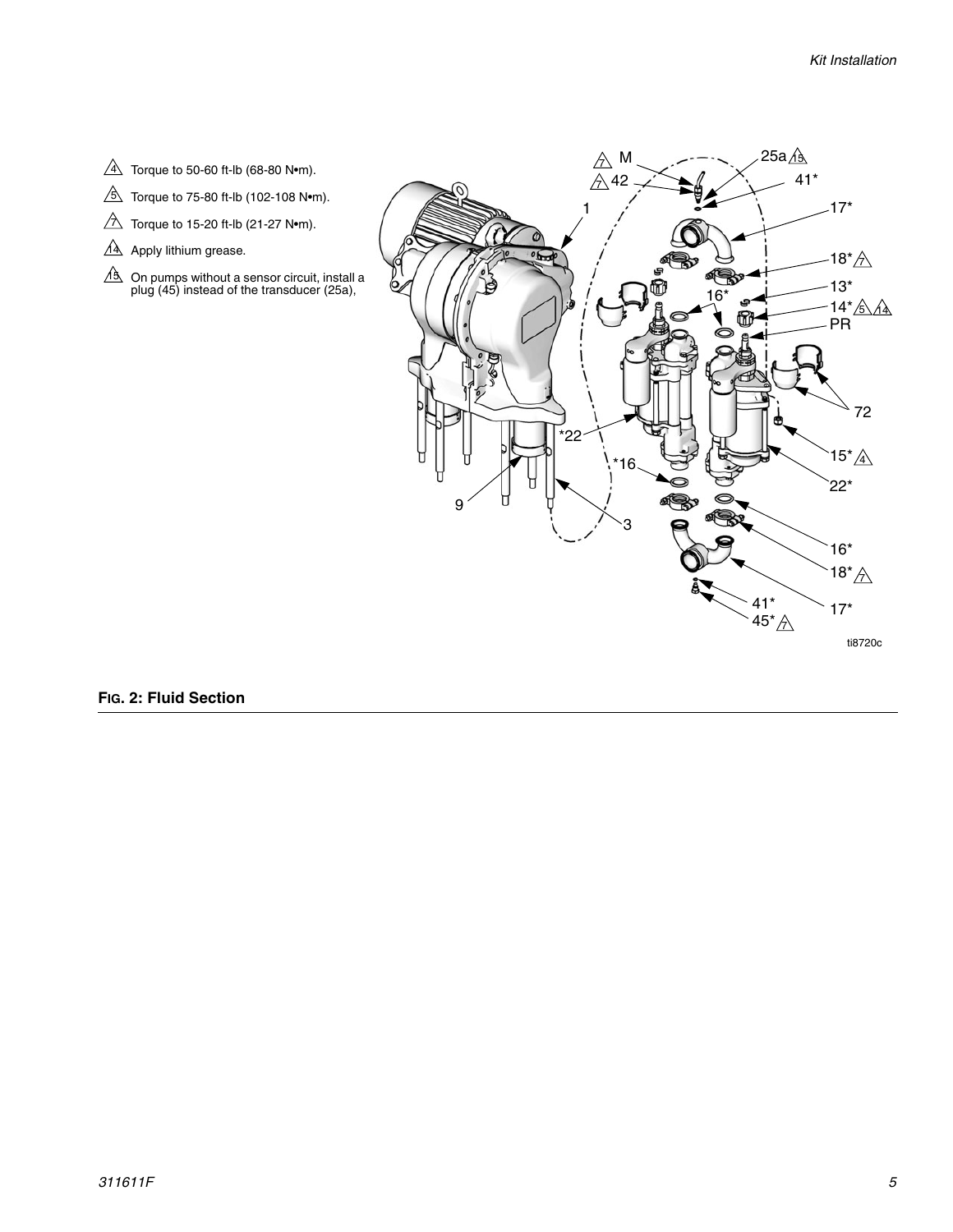4 Torque to 50-60 ft-lb (68-80 N•m).

5 Torque to 75-80 ft-lb (102-108 N•m).

7 Torque to 15-20 ft-lb (21-27 N•m).

14 Apply lithium grease.

15 On pumps without a sensor circuit, install a plug (45) instead of the transducer (25a),

**FIG. 2: Fluid Section**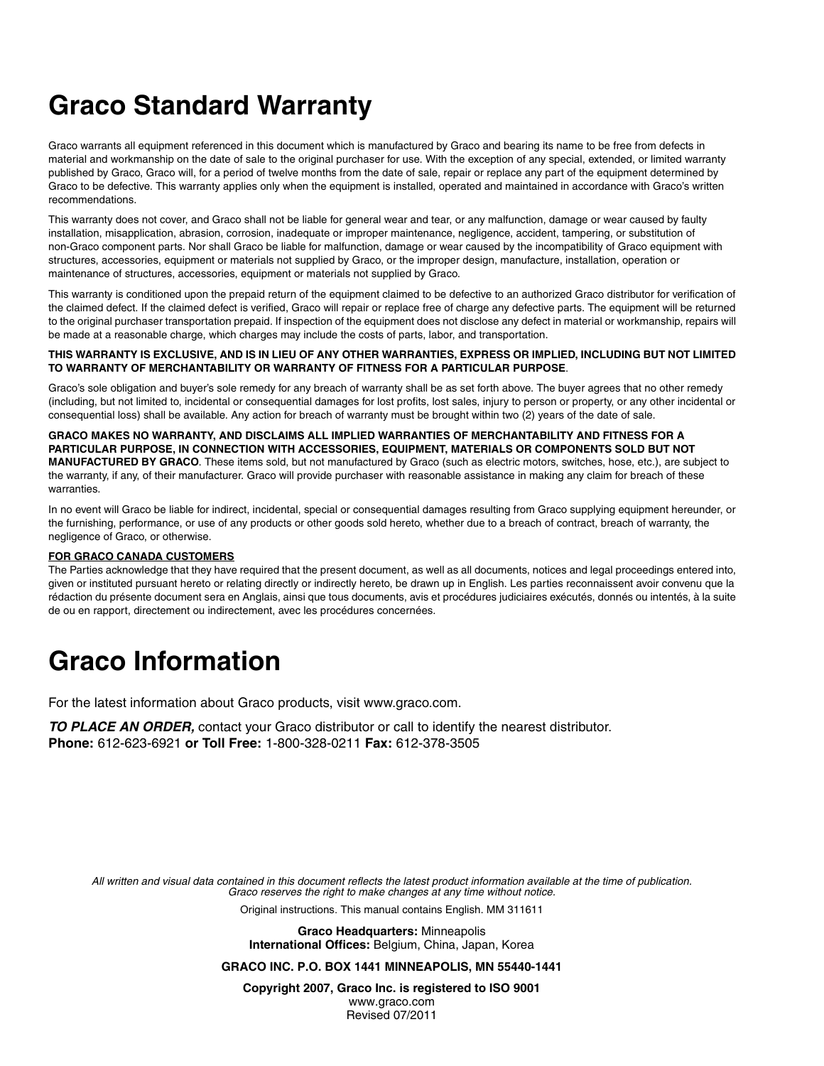# Graco Standard Warranty

Graco warrants all equipment referenced in this document which is manufactured by Graco and bearing its name to be free from defects in material and workmanship on the date of sale to the original purchaser for use. With the exception of any special, extended, or limited warranty published by Graco, Graco will, for a period of twelve months from the date of sale, repair or replace any part of the equipment determined by Graco to be defective. This warranty applies only when the equipment is installed, operated and maintained in accordance with Graco's written recommendations.

This warranty does not cover, and Graco shall not be liable for general wear and tear, or any malfunction, damage or wear caused by faulty installation, misapplication, abrasion, corrosion, inadequate or improper maintenance, negligence, accident, tampering, or substitution of non-Graco component parts. Nor shall Graco be liable for malfunction, damage or wear caused by the incompatibility of Graco equipment with structures, accessories, equipment or materials not supplied by Graco, or the improper design, manufacture, installation, operation or maintenance of structures, accessories, equipment or materials not supplied by Graco.

This warranty is conditioned upon the prepaid return of the equipment claimed to be defective to an authorized Graco distributor for verification of the claimed defect. If the claimed defect is verified, Graco will repair or replace free of charge any defective parts. The equipment will be returned to the original purchaser transportation prepaid. If inspection of the equipment does not disclose any defect in material or workmanship, repairs will be made at a reasonable charge, which charges may include the costs of parts, labor, and transportation.

**THIS WARRANTY IS EXCLUSIVE, AND IS IN LIEU OF ANY OTHER WARRANTIES, EXPRESS OR IMPLIED, INCLUDING BUT NOT LIMITED TO WARRANTY OF MERCHANTABILITY OR WARRANTY OF FITNESS FOR A PARTICULAR PURPOSE**.

Graco's sole obligation and buyer's sole remedy for any breach of warranty shall be as set forth above. The buyer agrees that no other remedy (including, but not limited to, incidental or consequential damages for lost profits, lost sales, injury to person or property, or any other incidental or consequential loss) shall be available. Any action for breach of warranty must be brought within two (2) years of the date of sale.

**GRACO MAKES NO WARRANTY, AND DISCLAIMS ALL IMPLIED WARRANTIES OF MERCHANTABILITY AND FITNESS FOR A PARTICULAR PURPOSE, IN CONNECTION WITH ACCESSORIES, EQUIPMENT, MATERIALS OR COMPONENTS SOLD BUT NOT MANUFACTURED BY GRACO**. These items sold, but not manufactured by Graco (such as electric motors, switches, hose, etc.), are subject to the warranty, if any, of their manufacturer. Graco will provide purchaser with reasonable assistance in making any claim for breach of these warranties.

In no event will Graco be liable for indirect, incidental, special or consequential damages resulting from Graco supplying equipment hereunder, or the furnishing, performance, or use of any products or other goods sold hereto, whether due to a breach of contract, breach of warranty, the negligence of Graco, or otherwise.

**FOR GRACO CANADA CUSTOMERS**

The Parties acknowledge that they have required that the present document, as well as all documents, notices and legal proceedings entered into, given or instituted pursuant hereto or relating directly or indirectly hereto, be drawn up in English. Les parties reconnaissent avoir convenu que la rédaction du présente document sera en Anglais, ainsi que tous documents, avis et procédures judiciaires exécutés, donnés ou intentés, à la suite de ou en rapport, directement ou indirectement, avec les procédures concernées.

# Graco Information

For the latest information about Graco products, visit www.graco.com.

***TO PLACE AN ORDER,*** contact your Graco distributor or call to identify the nearest distributor.
**Phone:** 612-623-6921 **or Toll Free:** 1-800-328-0211 **Fax:** 612-378-3505

*All written and visual data contained in this document reflects the latest product information available at the time of publication. Graco reserves the right to make changes at any time without notice.*

Original instructions. This manual contains English. MM 311611

**Graco Headquarters:** Minneapolis
**International Offices:** Belgium, China, Japan, Korea

**GRACO INC. P.O. BOX 1441 MINNEAPOLIS, MN 55440-1441**

**Copyright 2007, Graco Inc. is registered to ISO 9001**
www.graco.com
Revised 07/2011